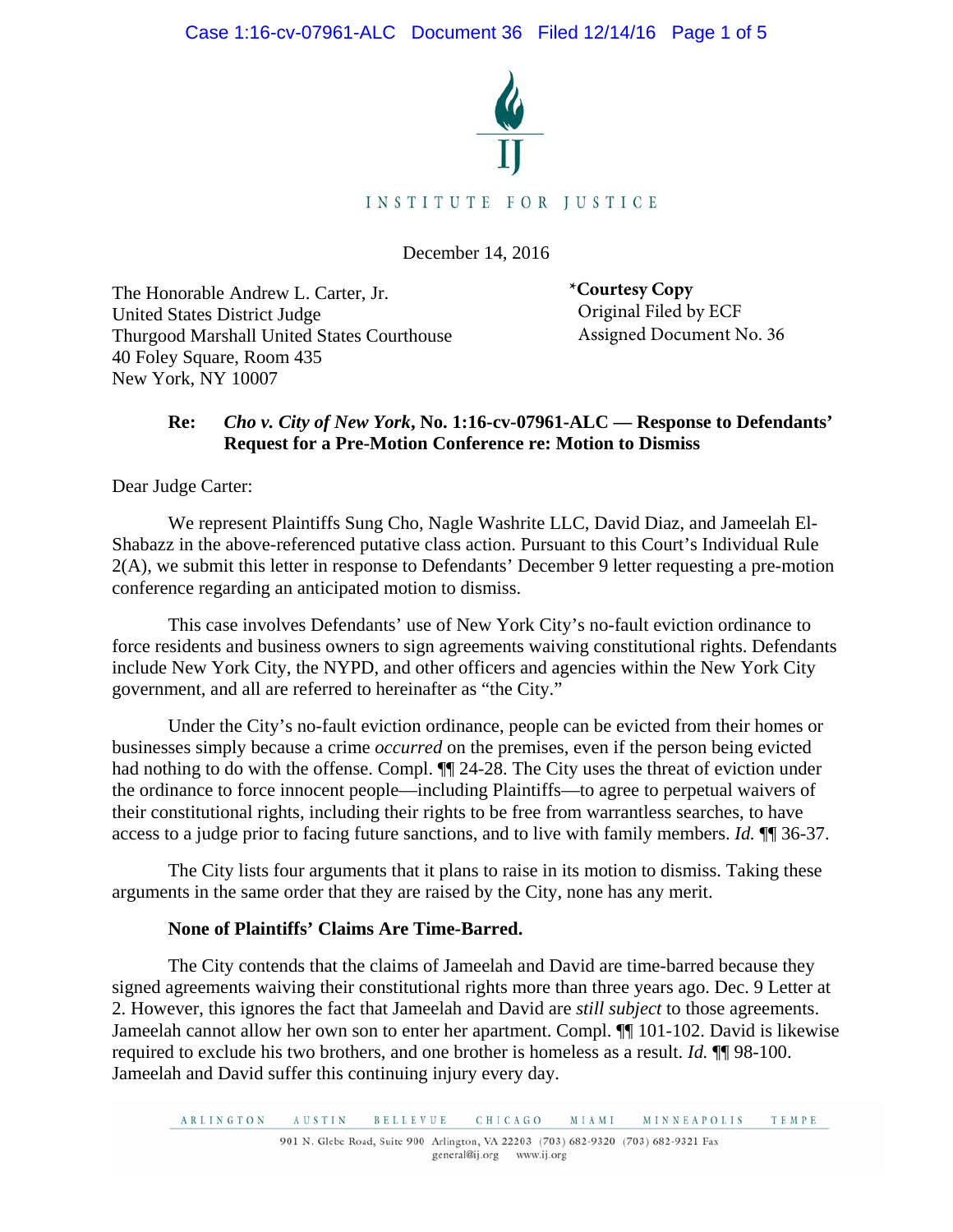INSTITUTE FOR JUSTICE

December 14, 2016

The Honorable Andrew L. Carter, Jr.
United States District Judge
Thurgood Marshall United States Courthouse
40 Foley Square, Room 435
New York, NY 10007

*Courtesy Copy
Original Filed by ECF
Assigned Document No. 36

**Re: *Cho v. City of New York*, No. 1:16-cv-07961-ALC — Response to Defendants' Request for a Pre-Motion Conference re: Motion to Dismiss**

Dear Judge Carter:

We represent Plaintiffs Sung Cho, Nagle Washrite LLC, David Diaz, and Jameelah El-Shabazz in the above-referenced putative class action. Pursuant to this Court's Individual Rule 2(A), we submit this letter in response to Defendants' December 9 letter requesting a pre-motion conference regarding an anticipated motion to dismiss.

This case involves Defendants' use of New York City's no-fault eviction ordinance to force residents and business owners to sign agreements waiving constitutional rights. Defendants include New York City, the NYPD, and other officers and agencies within the New York City government, and all are referred to hereinafter as "the City."

Under the City's no-fault eviction ordinance, people can be evicted from their homes or businesses simply because a crime *occurred* on the premises, even if the person being evicted had nothing to do with the offense. Compl. ¶¶ 24-28. The City uses the threat of eviction under the ordinance to force innocent people—including Plaintiffs—to agree to perpetual waivers of their constitutional rights, including their rights to be free from warrantless searches, to have access to a judge prior to facing future sanctions, and to live with family members. *Id.* ¶¶ 36-37.

The City lists four arguments that it plans to raise in its motion to dismiss. Taking these arguments in the same order that they are raised by the City, none has any merit.

**None of Plaintiffs' Claims Are Time-Barred.**

The City contends that the claims of Jameelah and David are time-barred because they signed agreements waiving their constitutional rights more than three years ago. Dec. 9 Letter at 2. However, this ignores the fact that Jameelah and David are *still subject* to those agreements. Jameelah cannot allow her own son to enter her apartment. Compl. ¶¶ 101-102. David is likewise required to exclude his two brothers, and one brother is homeless as a result. *Id.* ¶¶ 98-100. Jameelah and David suffer this continuing injury every day.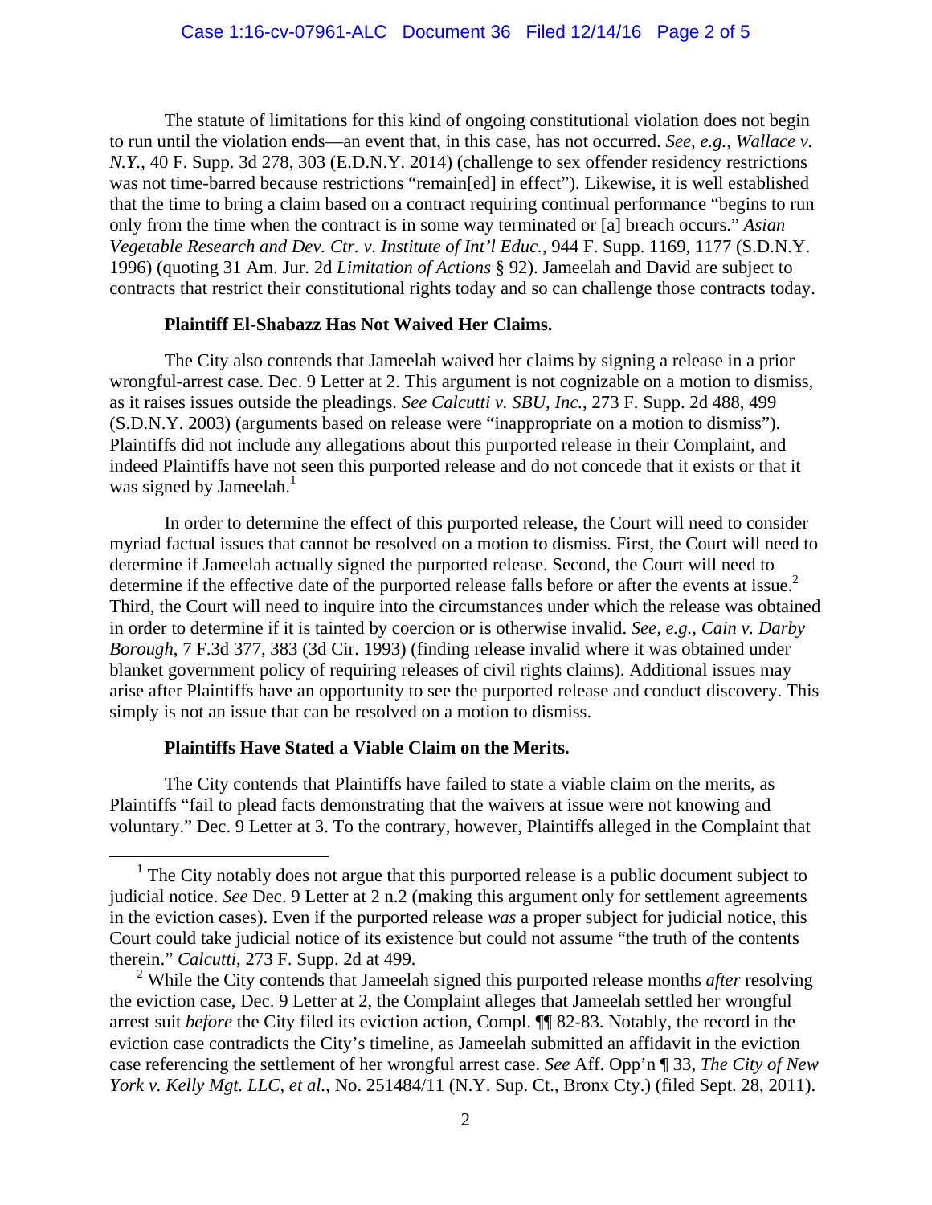The statute of limitations for this kind of ongoing constitutional violation does not begin to run until the violation ends—an event that, in this case, has not occurred. *See, e.g.*, *Wallace v. N.Y.*, 40 F. Supp. 3d 278, 303 (E.D.N.Y. 2014) (challenge to sex offender residency restrictions was not time-barred because restrictions "remain[ed] in effect"). Likewise, it is well established that the time to bring a claim based on a contract requiring continual performance "begins to run only from the time when the contract is in some way terminated or [a] breach occurs." *Asian Vegetable Research and Dev. Ctr. v. Institute of Int'l Educ.*, 944 F. Supp. 1169, 1177 (S.D.N.Y. 1996) (quoting 31 Am. Jur. 2d *Limitation of Actions* § 92). Jameelah and David are subject to contracts that restrict their constitutional rights today and so can challenge those contracts today.

**Plaintiff El-Shabazz Has Not Waived Her Claims.**

The City also contends that Jameelah waived her claims by signing a release in a prior wrongful-arrest case. Dec. 9 Letter at 2. This argument is not cognizable on a motion to dismiss, as it raises issues outside the pleadings. *See Calcutti v. SBU, Inc.*, 273 F. Supp. 2d 488, 499 (S.D.N.Y. 2003) (arguments based on release were "inappropriate on a motion to dismiss"). Plaintiffs did not include any allegations about this purported release in their Complaint, and indeed Plaintiffs have not seen this purported release and do not concede that it exists or that it was signed by Jameelah.[1]

In order to determine the effect of this purported release, the Court will need to consider myriad factual issues that cannot be resolved on a motion to dismiss. First, the Court will need to determine if Jameelah actually signed the purported release. Second, the Court will need to determine if the effective date of the purported release falls before or after the events at issue.[2] Third, the Court will need to inquire into the circumstances under which the release was obtained in order to determine if it is tainted by coercion or is otherwise invalid. *See, e.g., Cain v. Darby Borough*, 7 F.3d 377, 383 (3d Cir. 1993) (finding release invalid where it was obtained under blanket government policy of requiring releases of civil rights claims). Additional issues may arise after Plaintiffs have an opportunity to see the purported release and conduct discovery. This simply is not an issue that can be resolved on a motion to dismiss.

**Plaintiffs Have Stated a Viable Claim on the Merits.**

The City contends that Plaintiffs have failed to state a viable claim on the merits, as Plaintiffs "fail to plead facts demonstrating that the waivers at issue were not knowing and voluntary." Dec. 9 Letter at 3. To the contrary, however, Plaintiffs alleged in the Complaint that

---

[1] The City notably does not argue that this purported release is a public document subject to judicial notice. *See* Dec. 9 Letter at 2 n.2 (making this argument only for settlement agreements in the eviction cases). Even if the purported release *was* a proper subject for judicial notice, this Court could take judicial notice of its existence but could not assume "the truth of the contents therein." *Calcutti*, 273 F. Supp. 2d at 499.

[2] While the City contends that Jameelah signed this purported release months *after* resolving the eviction case, Dec. 9 Letter at 2, the Complaint alleges that Jameelah settled her wrongful arrest suit *before* the City filed its eviction action, Compl. ¶¶ 82-83. Notably, the record in the eviction case contradicts the City's timeline, as Jameelah submitted an affidavit in the eviction case referencing the settlement of her wrongful arrest case. *See* Aff. Opp'n ¶ 33, *The City of New York v. Kelly Mgt. LLC, et al.*, No. 251484/11 (N.Y. Sup. Ct., Bronx Cty.) (filed Sept. 28, 2011).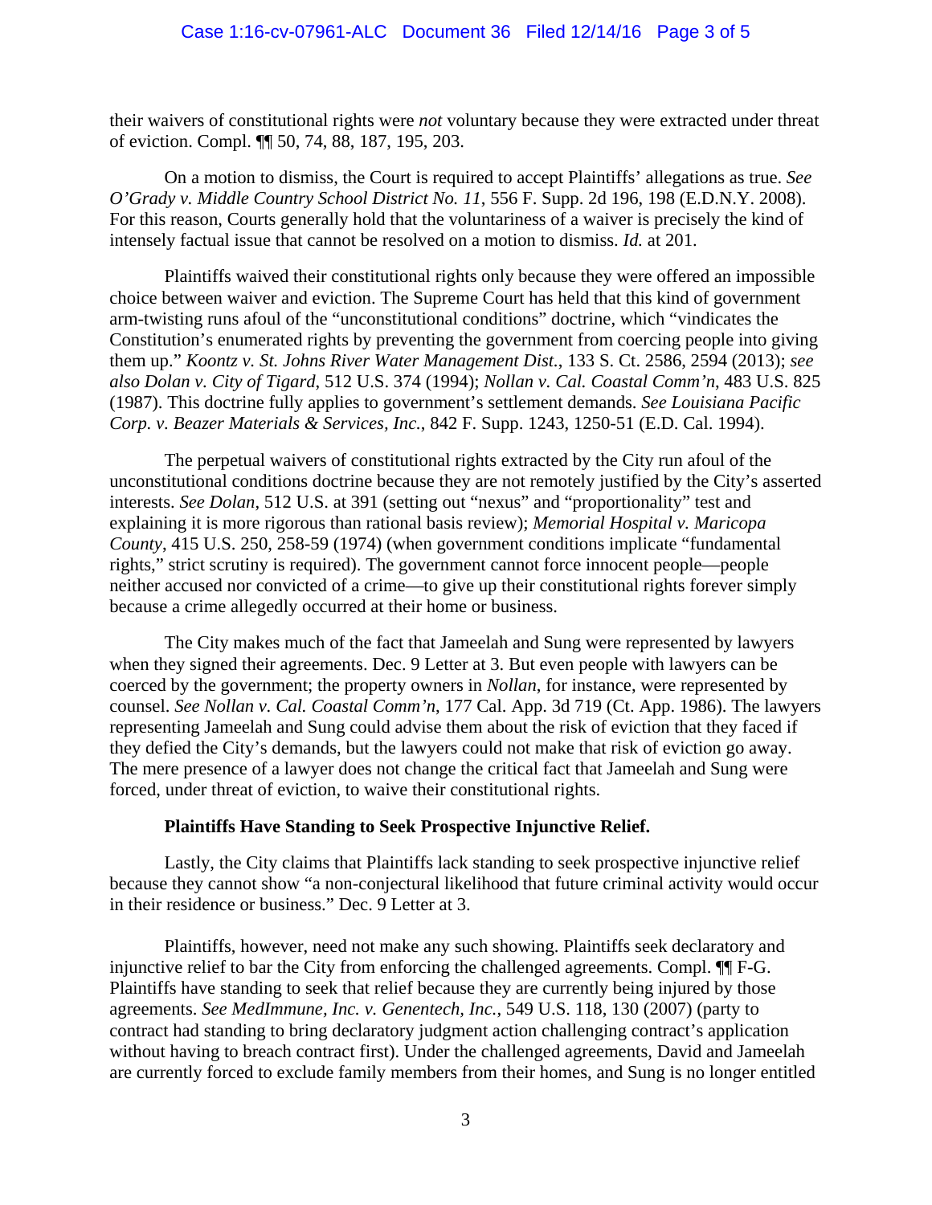their waivers of constitutional rights were *not* voluntary because they were extracted under threat of eviction. Compl. ¶¶ 50, 74, 88, 187, 195, 203.

On a motion to dismiss, the Court is required to accept Plaintiffs' allegations as true. *See O'Grady v. Middle Country School District No. 11*, 556 F. Supp. 2d 196, 198 (E.D.N.Y. 2008). For this reason, Courts generally hold that the voluntariness of a waiver is precisely the kind of intensely factual issue that cannot be resolved on a motion to dismiss. *Id.* at 201.

Plaintiffs waived their constitutional rights only because they were offered an impossible choice between waiver and eviction. The Supreme Court has held that this kind of government arm-twisting runs afoul of the "unconstitutional conditions" doctrine, which "vindicates the Constitution's enumerated rights by preventing the government from coercing people into giving them up." *Koontz v. St. Johns River Water Management Dist.*, 133 S. Ct. 2586, 2594 (2013); *see also Dolan v. City of Tigard*, 512 U.S. 374 (1994); *Nollan v. Cal. Coastal Comm'n*, 483 U.S. 825 (1987). This doctrine fully applies to government's settlement demands. *See Louisiana Pacific Corp. v. Beazer Materials & Services, Inc.*, 842 F. Supp. 1243, 1250-51 (E.D. Cal. 1994).

The perpetual waivers of constitutional rights extracted by the City run afoul of the unconstitutional conditions doctrine because they are not remotely justified by the City's asserted interests. *See Dolan*, 512 U.S. at 391 (setting out "nexus" and "proportionality" test and explaining it is more rigorous than rational basis review); *Memorial Hospital v. Maricopa County*, 415 U.S. 250, 258-59 (1974) (when government conditions implicate "fundamental rights," strict scrutiny is required). The government cannot force innocent people—people neither accused nor convicted of a crime—to give up their constitutional rights forever simply because a crime allegedly occurred at their home or business.

The City makes much of the fact that Jameelah and Sung were represented by lawyers when they signed their agreements. Dec. 9 Letter at 3. But even people with lawyers can be coerced by the government; the property owners in *Nollan*, for instance, were represented by counsel. *See Nollan v. Cal. Coastal Comm'n*, 177 Cal. App. 3d 719 (Ct. App. 1986). The lawyers representing Jameelah and Sung could advise them about the risk of eviction that they faced if they defied the City's demands, but the lawyers could not make that risk of eviction go away. The mere presence of a lawyer does not change the critical fact that Jameelah and Sung were forced, under threat of eviction, to waive their constitutional rights.

**Plaintiffs Have Standing to Seek Prospective Injunctive Relief.**

Lastly, the City claims that Plaintiffs lack standing to seek prospective injunctive relief because they cannot show "a non-conjectural likelihood that future criminal activity would occur in their residence or business." Dec. 9 Letter at 3.

Plaintiffs, however, need not make any such showing. Plaintiffs seek declaratory and injunctive relief to bar the City from enforcing the challenged agreements. Compl. ¶¶ F-G. Plaintiffs have standing to seek that relief because they are currently being injured by those agreements. *See MedImmune, Inc. v. Genentech, Inc.*, 549 U.S. 118, 130 (2007) (party to contract had standing to bring declaratory judgment action challenging contract's application without having to breach contract first). Under the challenged agreements, David and Jameelah are currently forced to exclude family members from their homes, and Sung is no longer entitled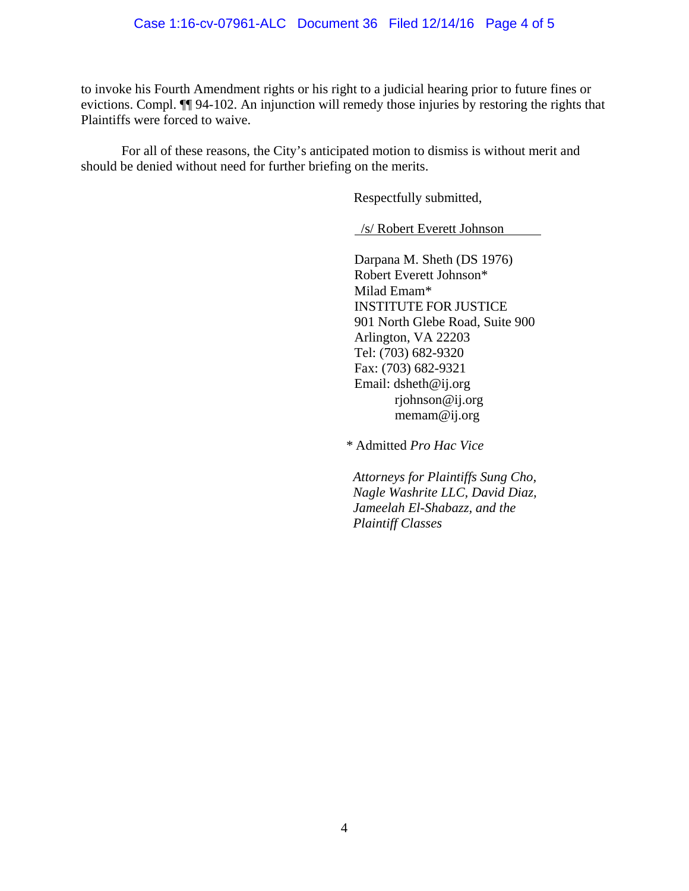to invoke his Fourth Amendment rights or his right to a judicial hearing prior to future fines or evictions. Compl. ¶¶ 94-102. An injunction will remedy those injuries by restoring the rights that Plaintiffs were forced to waive.

For all of these reasons, the City's anticipated motion to dismiss is without merit and should be denied without need for further briefing on the merits.

Respectfully submitted,

/s/ Robert Everett Johnson

Darpana M. Sheth (DS 1976)
Robert Everett Johnson*
Milad Emam*
INSTITUTE FOR JUSTICE
901 North Glebe Road, Suite 900
Arlington, VA 22203
Tel: (703) 682-9320
Fax: (703) 682-9321
Email: dsheth@ij.org
rjohnson@ij.org
memam@ij.org

\* Admitted *Pro Hac Vice*

*Attorneys for Plaintiffs Sung Cho, Nagle Washrite LLC, David Diaz, Jameelah El-Shabazz, and the Plaintiff Classes*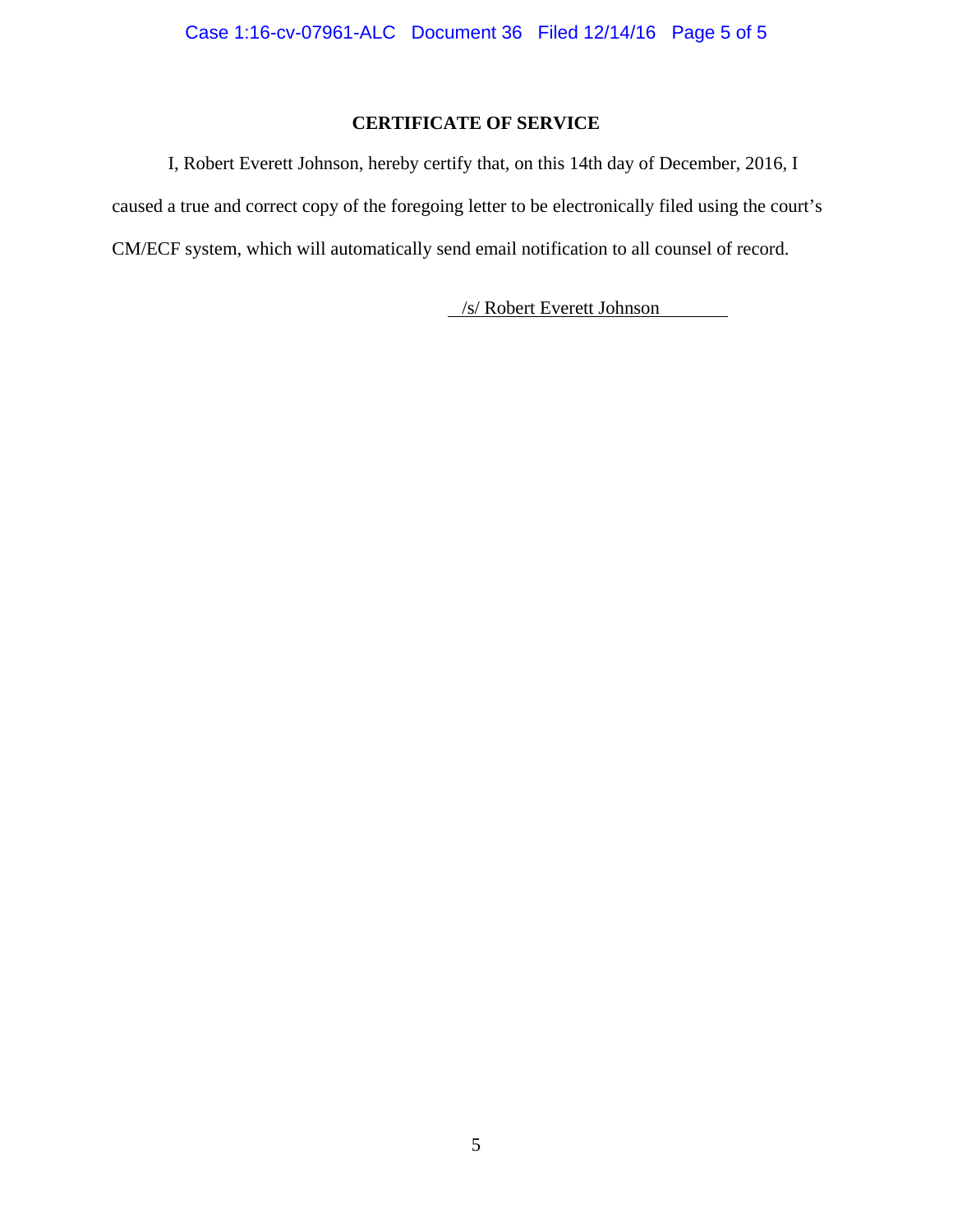## CERTIFICATE OF SERVICE

I, Robert Everett Johnson, hereby certify that, on this 14th day of December, 2016, I caused a true and correct copy of the foregoing letter to be electronically filed using the court's CM/ECF system, which will automatically send email notification to all counsel of record.

/s/ Robert Everett Johnson